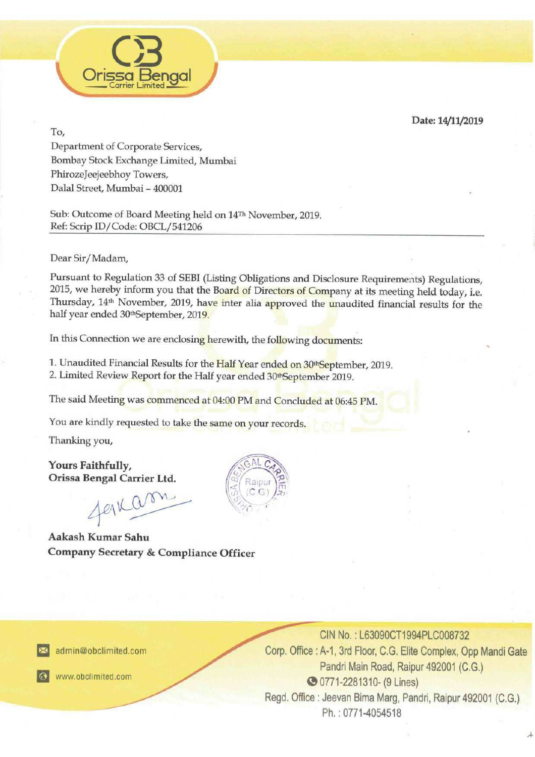Orissa Bengal Carrier Limited

**Date: 14/11/2019**

To,
Department of Corporate Services,
Bombay Stock Exchange Limited, Mumbai
PhirozeJeejeebhoy Towers,
Dalal Street, Mumbai – 400001

Sub: Outcome of Board Meeting held on 14Th November, 2019.
Ref: Scrip ID/Code: OBCL/541206

Dear Sir/Madam,

Pursuant to Regulation 33 of SEBI (Listing Obligations and Disclosure Requirements) Regulations, 2015, we hereby inform you that the Board of Directors of Company at its meeting held today, i.e. Thursday, 14th November, 2019, have inter alia approved the unaudited financial results for the half year ended 30thSeptember, 2019.

In this Connection we are enclosing herewith, the following documents:

1. Unaudited Financial Results for the Half Year ended on 30thSeptember, 2019.
2. Limited Review Report for the Half year ended 30thSeptember 2019.

The said Meeting was commenced at 04:00 PM and Concluded at 06:45 PM.

You are kindly requested to take the same on your records.

Thanking you,

**Yours Faithfully,**
**Orissa Bengal Carrier Ltd.**

**Aakash Kumar Sahu**
**Company Secretary & Compliance Officer**

admin@obclimited.com
www.obclimited.com

CIN No. : L63090CT1994PLC008732
Corp. Office : A-1, 3rd Floor, C.G. Elite Complex, Opp Mandi Gate
Pandri Main Road, Raipur 492001 (C.G.)
0771-2281310- (9 Lines)
Regd. Office : Jeevan Bima Marg, Pandri, Raipur 492001 (C.G.)
Ph. : 0771-4054518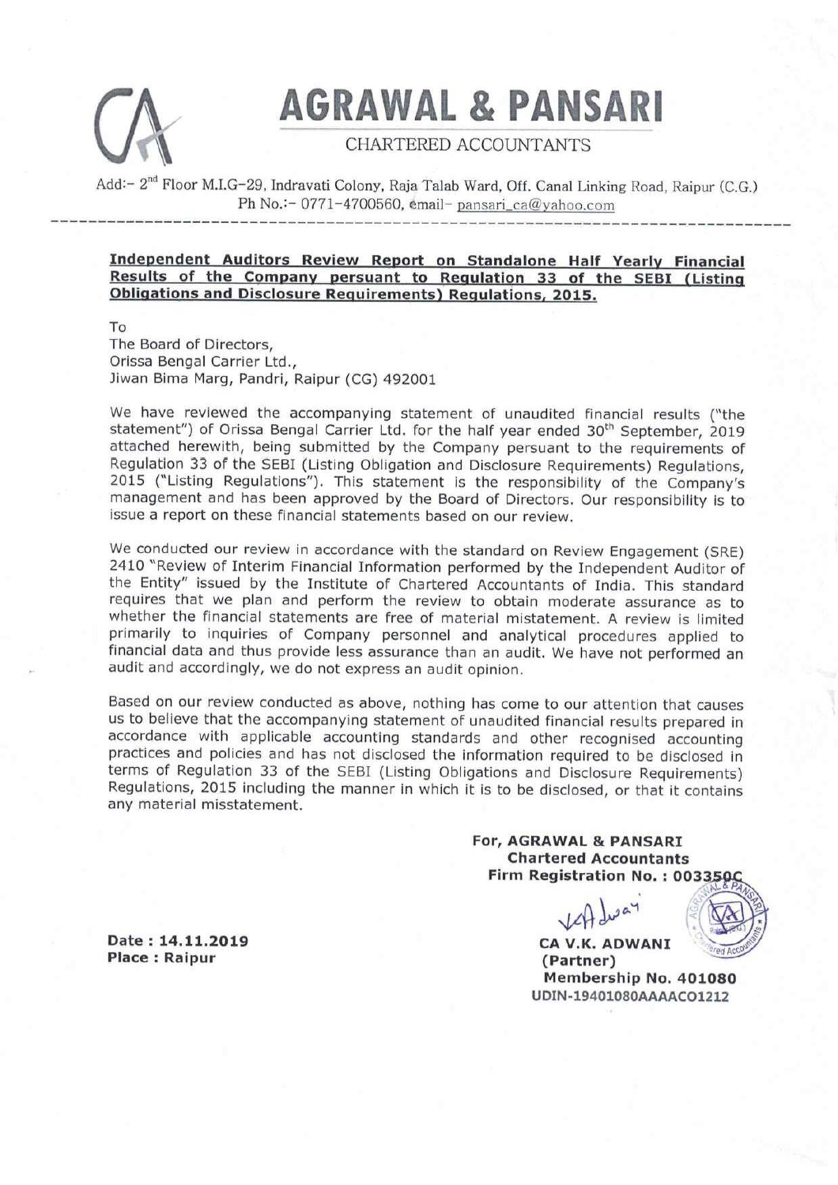# AGRAWAL & PANSARI

CHARTERED ACCOUNTANTS

Add:- 2nd Floor M.I.G-29, Indravati Colony, Raja Talab Ward, Off. Canal Linking Road, Raipur (C.G.)
Ph No.:- 0771-4700560, email- pansari_ca@yahoo.com

---

**Independent Auditors Review Report on Standalone Half Yearly Financial Results of the Company persuant to Regulation 33 of the SEBI (Listing Obligations and Disclosure Requirements) Regulations, 2015.**

To
The Board of Directors,
Orissa Bengal Carrier Ltd.,
Jiwan Bima Marg, Pandri, Raipur (CG) 492001

We have reviewed the accompanying statement of unaudited financial results ("the statement") of Orissa Bengal Carrier Ltd. for the half year ended 30th September, 2019 attached herewith, being submitted by the Company persuant to the requirements of Regulation 33 of the SEBI (Listing Obligation and Disclosure Requirements) Regulations, 2015 ("Listing Regulations"). This statement is the responsibility of the Company's management and has been approved by the Board of Directors. Our responsibility is to issue a report on these financial statements based on our review.

We conducted our review in accordance with the standard on Review Engagement (SRE) 2410 "Review of Interim Financial Information performed by the Independent Auditor of the Entity" issued by the Institute of Chartered Accountants of India. This standard requires that we plan and perform the review to obtain moderate assurance as to whether the financial statements are free of material mistatement. A review is limited primarily to inquiries of Company personnel and analytical procedures applied to financial data and thus provide less assurance than an audit. We have not performed an audit and accordingly, we do not express an audit opinion.

Based on our review conducted as above, nothing has come to our attention that causes us to believe that the accompanying statement of unaudited financial results prepared in accordance with applicable accounting standards and other recognised accounting practices and policies and has not disclosed the information required to be disclosed in terms of Regulation 33 of the SEBI (Listing Obligations and Disclosure Requirements) Regulations, 2015 including the manner in which it is to be disclosed, or that it contains any material misstatement.

**For, AGRAWAL & PANSARI**
**Chartered Accountants**
**Firm Registration No. : 003350C**

**Date : 14.11.2019**
**Place : Raipur**

**CA V.K. ADWANI**
**(Partner)**
**Membership No. 401080**
**UDIN-19401080AAAACO1212**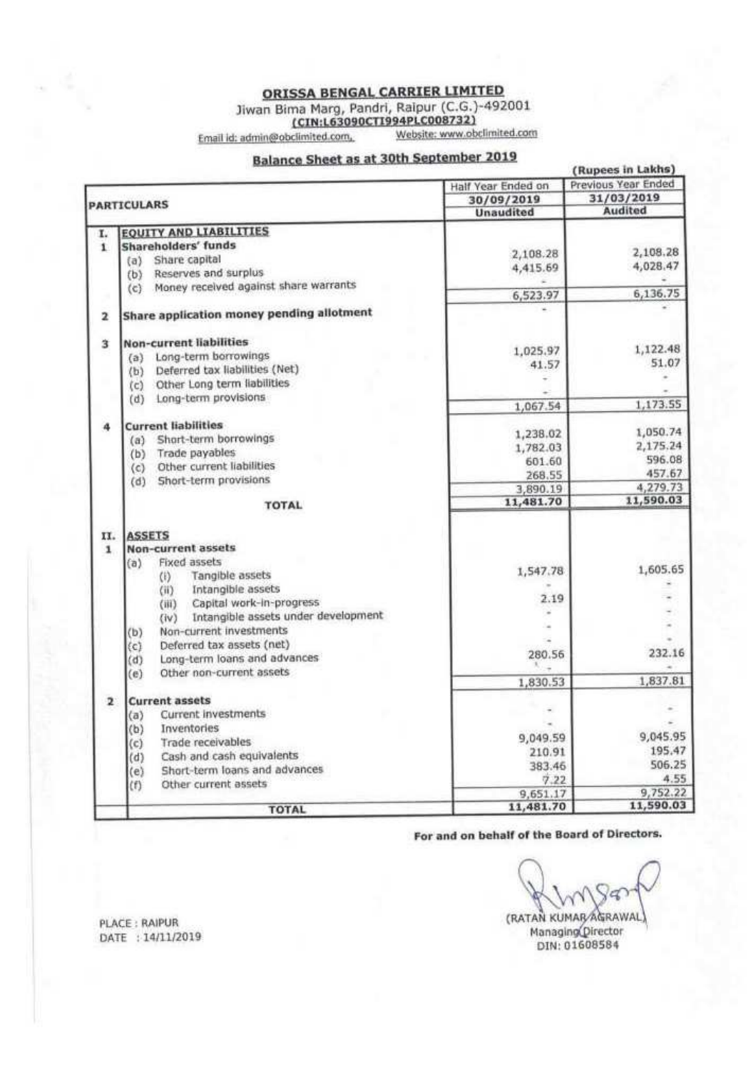# ORISSA BENGAL CARRIER LIMITED

Jiwan Bima Marg, Pandri, Raipur (C.G.)-492001

**(CIN:L63090CT1994PLC008732)**

Email id: admin@obclimited.com, Website: www.obclimited.com

## Balance Sheet as at 30th September 2019

(Rupees in Lakhs)

| | PARTICULARS | Half Year Ended on 30/09/2019 Unaudited | Previous Year Ended 31/03/2019 Audited |
|---|---|---|---|
| **I.** | **EQUITY AND LIABILITIES** | | |
| **1** | **Shareholders' funds** | | |
| | (a) Share capital | 2,108.28 | 2,108.28 |
| | (b) Reserves and surplus | 4,415.69 | 4,028.47 |
| | (c) Money received against share warrants | - | - |
| | | 6,523.97 | 6,136.75 |
| **2** | **Share application money pending allotment** | - | - |
| **3** | **Non-current liabilities** | | |
| | (a) Long-term borrowings | 1,025.97 | 1,122.48 |
| | (b) Deferred tax liabilities (Net) | 41.57 | 51.07 |
| | (c) Other Long term liabilities | - | - |
| | (d) Long-term provisions | - | - |
| | | 1,067.54 | 1,173.55 |
| **4** | **Current liabilities** | | |
| | (a) Short-term borrowings | 1,238.02 | 1,050.74 |
| | (b) Trade payables | 1,782.03 | 2,175.24 |
| | (c) Other current liabilities | 601.60 | 596.08 |
| | (d) Short-term provisions | 268.55 | 457.67 |
| | | 3,890.19 | 4,279.73 |
| | **TOTAL** | 11,481.70 | 11,590.03 |
| **II.** | **ASSETS** | | |
| **1** | **Non-current assets** | | |
| | (a) Fixed assets | | |
| | (i) Tangible assets | 1,547.78 | 1,605.65 |
| | (ii) Intangible assets | - | |
| | (iii) Capital work-in-progress | 2.19 | - |
| | (iv) Intangible assets under development | - | - |
| | (b) Non-current investments | - | - |
| | (c) Deferred tax assets (net) | - | - |
| | (d) Long-term loans and advances | 280.56 | 232.16 |
| | (e) Other non-current assets | - | - |
| | | 1,830.53 | 1,837.81 |
| **2** | **Current assets** | | |
| | (a) Current investments | - | - |
| | (b) Inventories | - | |
| | (c) Trade receivables | 9,049.59 | 9,045.95 |
| | (d) Cash and cash equivalents | 210.91 | 195.47 |
| | (e) Short-term loans and advances | 383.46 | 506.25 |
| | (f) Other current assets | 7.22 | 4.55 |
| | | 9,651.17 | 9,752.22 |
| | **TOTAL** | 11,481.70 | 11,590.03 |

**For and on behalf of the Board of Directors.**

(RATAN KUMAR AGRAWAL)
Managing Director
DIN: 01608584

PLACE : RAIPUR
DATE : 14/11/2019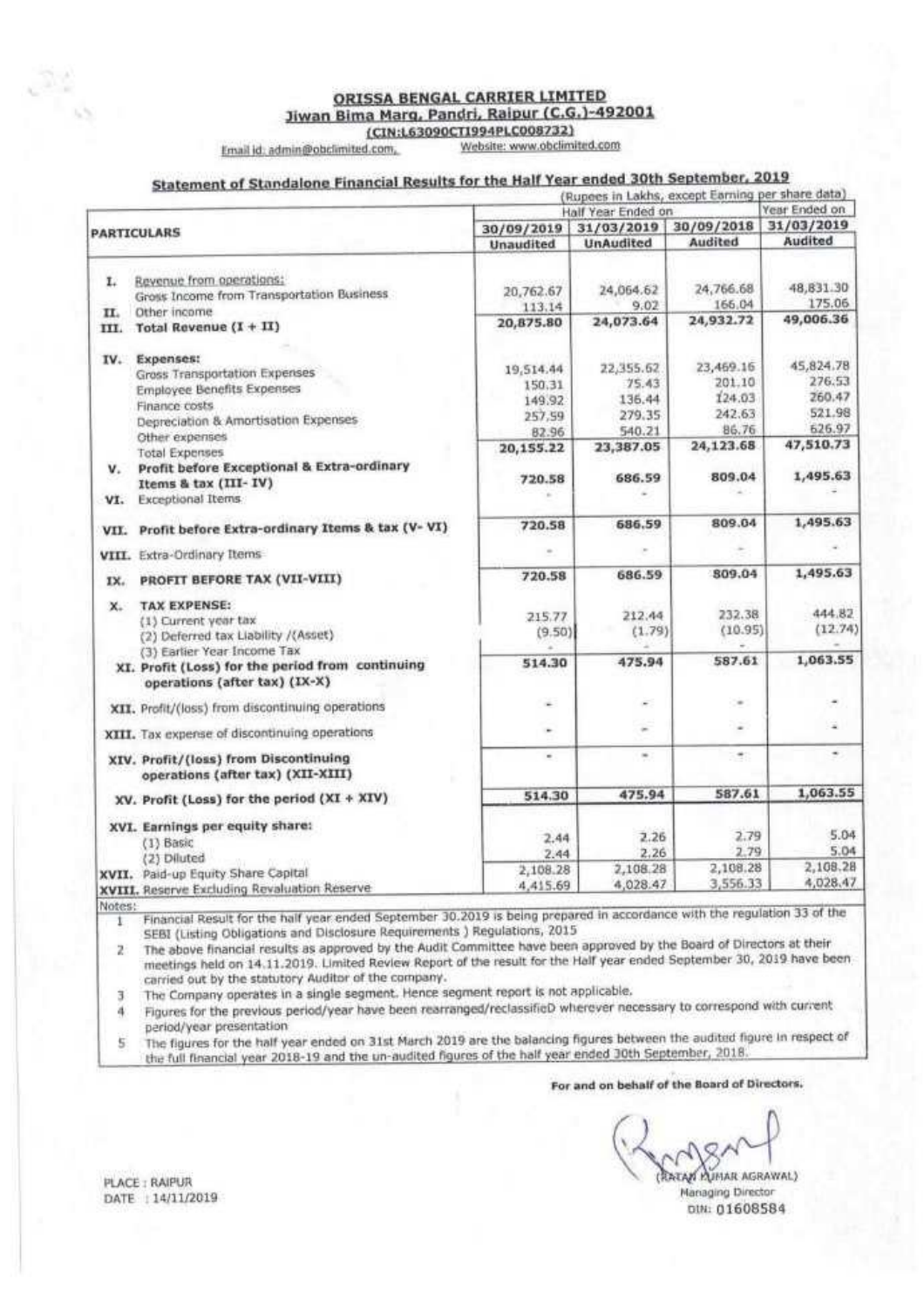# ORISSA BENGAL CARRIER LIMITED

**Jiwan Bima Marg, Pandri, Raipur (C.G.)-492001**

**(CIN:L63090CT1994PLC008732)**

Email id: admin@obclimited.com, Website: www.obclimited.com

## Statement of Standalone Financial Results for the Half Year ended 30th September, 2019

(Rupees in Lakhs, except Earning per share data)

| PARTICULARS | Half Year Ended on | | | Year Ended on |
|---|---|---|---|---|
| | 30/09/2019 | 31/03/2019 | 30/09/2018 | 31/03/2019 |
| | Unaudited | UnAudited | Audited | Audited |
| **I.** Revenue from operations: | | | | |
| Gross Income from Transportation Business | 20,762.67 | 24,064.62 | 24,766.68 | 48,831.30 |
| **II.** Other income | 113.14 | 9.02 | 166.04 | 175.06 |
| **III. Total Revenue (I + II)** | **20,875.80** | **24,073.64** | **24,932.72** | **49,006.36** |
| **IV. Expenses:** | | | | |
| Gross Transportation Expenses | 19,514.44 | 22,355.62 | 23,469.16 | 45,824.78 |
| Employee Benefits Expenses | 150.31 | 75.43 | 201.10 | 276.53 |
| Finance costs | 149.92 | 136.44 | 124.03 | 260.47 |
| Depreciation & Amortisation Expenses | 257.59 | 279.35 | 242.63 | 521.98 |
| Other expenses | 82.96 | 540.21 | 86.76 | 626.97 |
| Total Expenses | **20,155.22** | **23,387.05** | **24,123.68** | **47,510.73** |
| **V. Profit before Exceptional & Extra-ordinary Items & tax (III- IV)** | **720.58** | **686.59** | **809.04** | **1,495.63** |
| **VI.** Exceptional Items | - | - | - | - |
| **VII. Profit before Extra-ordinary Items & tax (V- VI)** | **720.58** | **686.59** | **809.04** | **1,495.63** |
| **VIII.** Extra-Ordinary Items | - | - | - | - |
| **IX. PROFIT BEFORE TAX (VII-VIII)** | **720.58** | **686.59** | **809.04** | **1,495.63** |
| **X. TAX EXPENSE:** | | | | |
| (1) Current year tax | 215.77 | 212.44 | 232.38 | 444.82 |
| (2) Deferred tax Liability /(Asset) | (9.50) | (1.79) | (10.95) | (12.74) |
| (3) Earlier Year Income Tax | - | - | - | - |
| **XI. Profit (Loss) for the period from continuing operations (after tax) (IX-X)** | **514.30** | **475.94** | **587.61** | **1,063.55** |
| **XII.** Profit/(loss) from discontinuing operations | - | - | - | - |
| **XIII.** Tax expense of discontinuing operations | - | - | - | - |
| **XIV. Profit/(loss) from Discontinuing operations (after tax) (XII-XIII)** | - | - | - | - |
| **XV. Profit (Loss) for the period (XI + XIV)** | **514.30** | **475.94** | **587.61** | **1,063.55** |
| **XVI. Earnings per equity share:** | | | | |
| (1) Basic | 2.44 | 2.26 | 2.79 | 5.04 |
| (2) Diluted | 2.44 | 2.26 | 2.79 | 5.04 |
| **XVII.** Paid-up Equity Share Capital | 2,108.28 | 2,108.28 | 2,108.28 | 2,108.28 |
| **XVIII.** Reserve Excluding Revaluation Reserve | 4,415.69 | 4,028.47 | 3,556.33 | 4,028.47 |

Notes:

1. Financial Result for the half year ended September 30.2019 is being prepared in accordance with the regulation 33 of the SEBI (Listing Obligations and Disclosure Requirements ) Regulations, 2015
2. The above financial results as approved by the Audit Committee have been approved by the Board of Directors at their meetings held on 14.11.2019. Limited Review Report of the result for the Half year ended September 30, 2019 have been carried out by the statutory Auditor of the company.
3. The Company operates in a single segment. Hence segment report is not applicable.
4. Figures for the previous period/year have been rearranged/reclassifieD wherever necessary to correspond with current period/year presentation
5. The figures for the half year ended on 31st March 2019 are the balancing figures between the audited figure in respect of the full financial year 2018-19 and the un-audited figures of the half year ended 30th September, 2018.

**For and on behalf of the Board of Directors.**

(RATAN KUMAR AGRAWAL)
Managing Director
DIN: 01608584

PLACE : RAIPUR
DATE : 14/11/2019